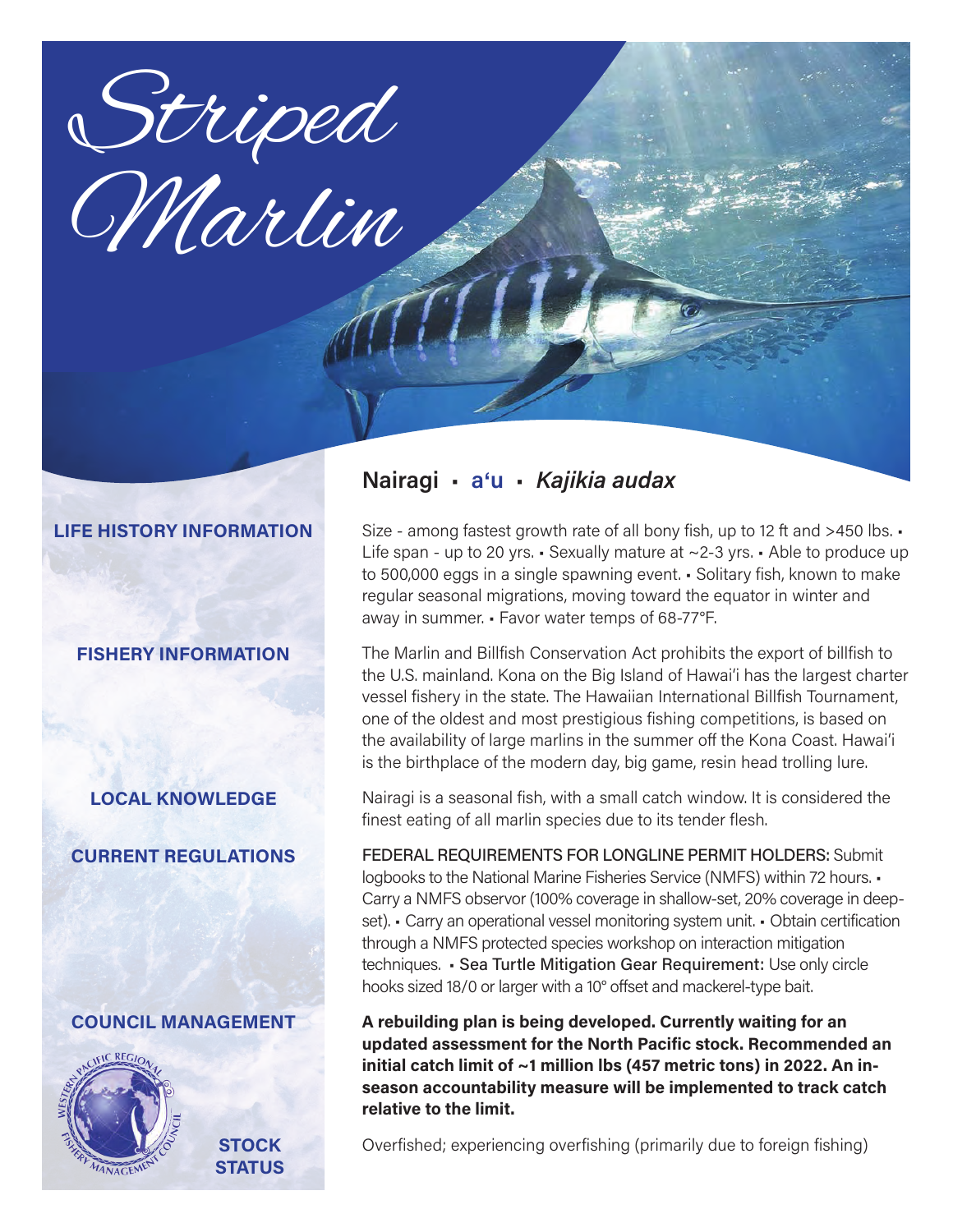# Striped Marlin

## Nairagi ▪ a'u ▪ *Kajikia audax*

### LIFE HISTORY INFORMATION

Size - among fastest growth rate of all bony fish, up to 12 ft and >450 lbs. ▪ Life span - up to 20 yrs. ▪ Sexually mature at ~2-3 yrs. ▪ Able to produce up to 500,000 eggs in a single spawning event. ▪ Solitary fish, known to make regular seasonal migrations, moving toward the equator in winter and away in summer. ▪ Favor water temps of 68-77°F.

### FISHERY INFORMATION

The Marlin and Billfish Conservation Act prohibits the export of billfish to the U.S. mainland. Kona on the Big Island of Hawai'i has the largest charter vessel fishery in the state. The Hawaiian International Billfish Tournament, one of the oldest and most prestigious fishing competitions, is based on the availability of large marlins in the summer off the Kona Coast. Hawai'i is the birthplace of the modern day, big game, resin head trolling lure.

### LOCAL KNOWLEDGE

Nairagi is a seasonal fish, with a small catch window. It is considered the finest eating of all marlin species due to its tender flesh.

### CURRENT REGULATIONS

FEDERAL REQUIREMENTS FOR LONGLINE PERMIT HOLDERS: Submit logbooks to the National Marine Fisheries Service (NMFS) within 72 hours. ▪ Carry a NMFS observor (100% coverage in shallow-set, 20% coverage in deep-set). ▪ Carry an operational vessel monitoring system unit. ▪ Obtain certification through a NMFS protected species workshop on interaction mitigation techniques. ▪ Sea Turtle Mitigation Gear Requirement: Use only circle hooks sized 18/0 or larger with a 10° offset and mackerel-type bait.

### COUNCIL MANAGEMENT

**A rebuilding plan is being developed. Currently waiting for an updated assessment for the North Pacific stock. Recommended an initial catch limit of ~1 million lbs (457 metric tons) in 2022. An in-season accountability measure will be implemented to track catch relative to the limit.**

### STOCK STATUS

Overfished; experiencing overfishing (primarily due to foreign fishing)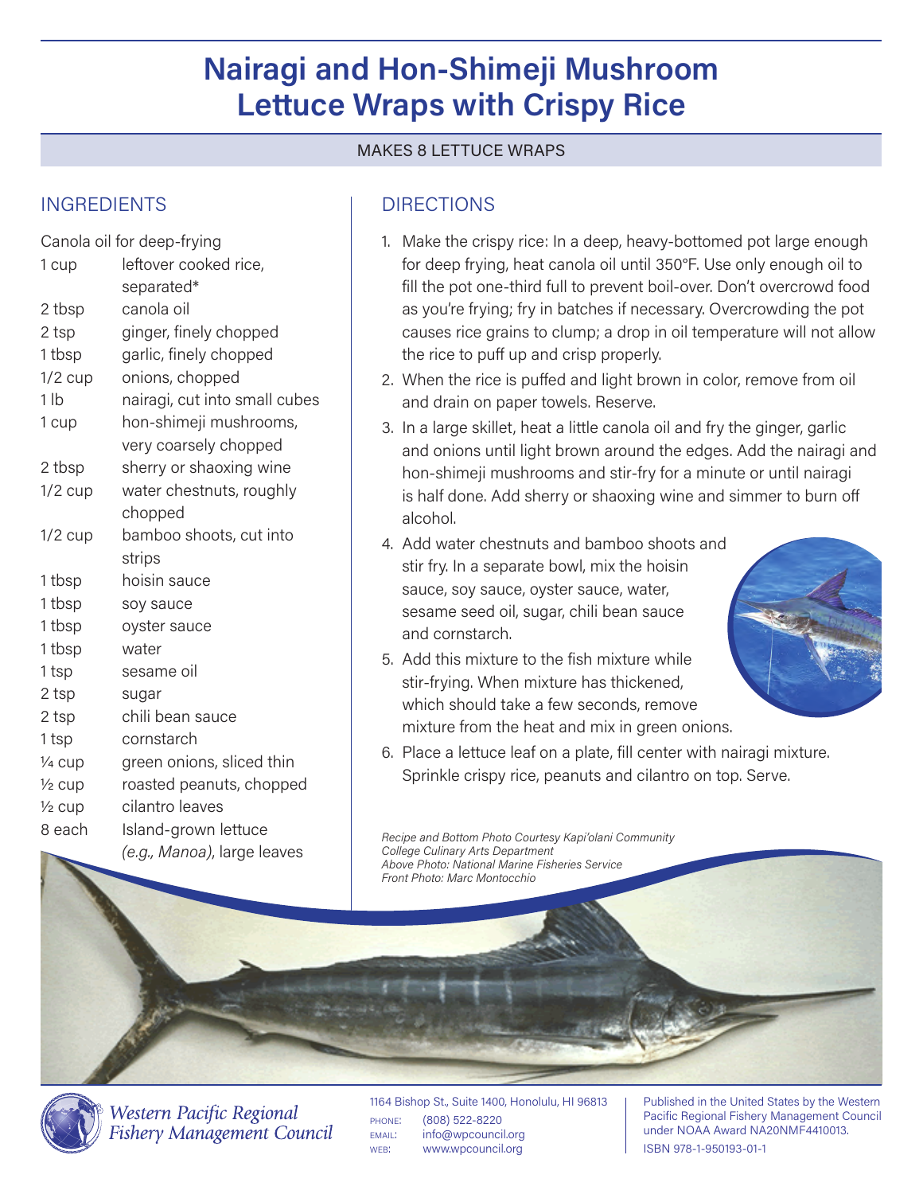# Nairagi and Hon-Shimeji Mushroom Lettuce Wraps with Crispy Rice

MAKES 8 LETTUCE WRAPS

## INGREDIENTS

Canola oil for deep-frying

| | |
|---|---|
| 1 cup | leftover cooked rice, separated* |
| 2 tbsp | canola oil |
| 2 tsp | ginger, finely chopped |
| 1 tbsp | garlic, finely chopped |
| 1/2 cup | onions, chopped |
| 1 lb | nairagi, cut into small cubes |
| 1 cup | hon-shimeji mushrooms, very coarsely chopped |
| 2 tbsp | sherry or shaoxing wine |
| 1/2 cup | water chestnuts, roughly chopped |
| 1/2 cup | bamboo shoots, cut into strips |
| 1 tbsp | hoisin sauce |
| 1 tbsp | soy sauce |
| 1 tbsp | oyster sauce |
| 1 tbsp | water |
| 1 tsp | sesame oil |
| 2 tsp | sugar |
| 2 tsp | chili bean sauce |
| 1 tsp | cornstarch |
| ¼ cup | green onions, sliced thin |
| ½ cup | roasted peanuts, chopped |
| ½ cup | cilantro leaves |
| 8 each | Island-grown lettuce *(e.g., Manoa)*, large leaves |

## DIRECTIONS

1. Make the crispy rice: In a deep, heavy-bottomed pot large enough for deep frying, heat canola oil until 350°F. Use only enough oil to fill the pot one-third full to prevent boil-over. Don't overcrowd food as you're frying; fry in batches if necessary. Overcrowding the pot causes rice grains to clump; a drop in oil temperature will not allow the rice to puff up and crisp properly.
2. When the rice is puffed and light brown in color, remove from oil and drain on paper towels. Reserve.
3. In a large skillet, heat a little canola oil and fry the ginger, garlic and onions until light brown around the edges. Add the nairagi and hon-shimeji mushrooms and stir-fry for a minute or until nairagi is half done. Add sherry or shaoxing wine and simmer to burn off alcohol.
4. Add water chestnuts and bamboo shoots and stir fry. In a separate bowl, mix the hoisin sauce, soy sauce, oyster sauce, water, sesame seed oil, sugar, chili bean sauce and cornstarch.
5. Add this mixture to the fish mixture while stir-frying. When mixture has thickened, which should take a few seconds, remove mixture from the heat and mix in green onions.
6. Place a lettuce leaf on a plate, fill center with nairagi mixture. Sprinkle crispy rice, peanuts and cilantro on top. Serve.

*Recipe and Bottom Photo Courtesy Kapi'olani Community College Culinary Arts Department*
*Above Photo: National Marine Fisheries Service*
*Front Photo: Marc Montocchio*

Western Pacific Regional Fishery Management Council

1164 Bishop St., Suite 1400, Honolulu, HI 96813
PHONE: (808) 522-8220
EMAIL: info@wpcouncil.org
WEB: www.wpcouncil.org

Published in the United States by the Western Pacific Regional Fishery Management Council under NOAA Award NA20NMF4410013.
ISBN 978-1-950193-01-1